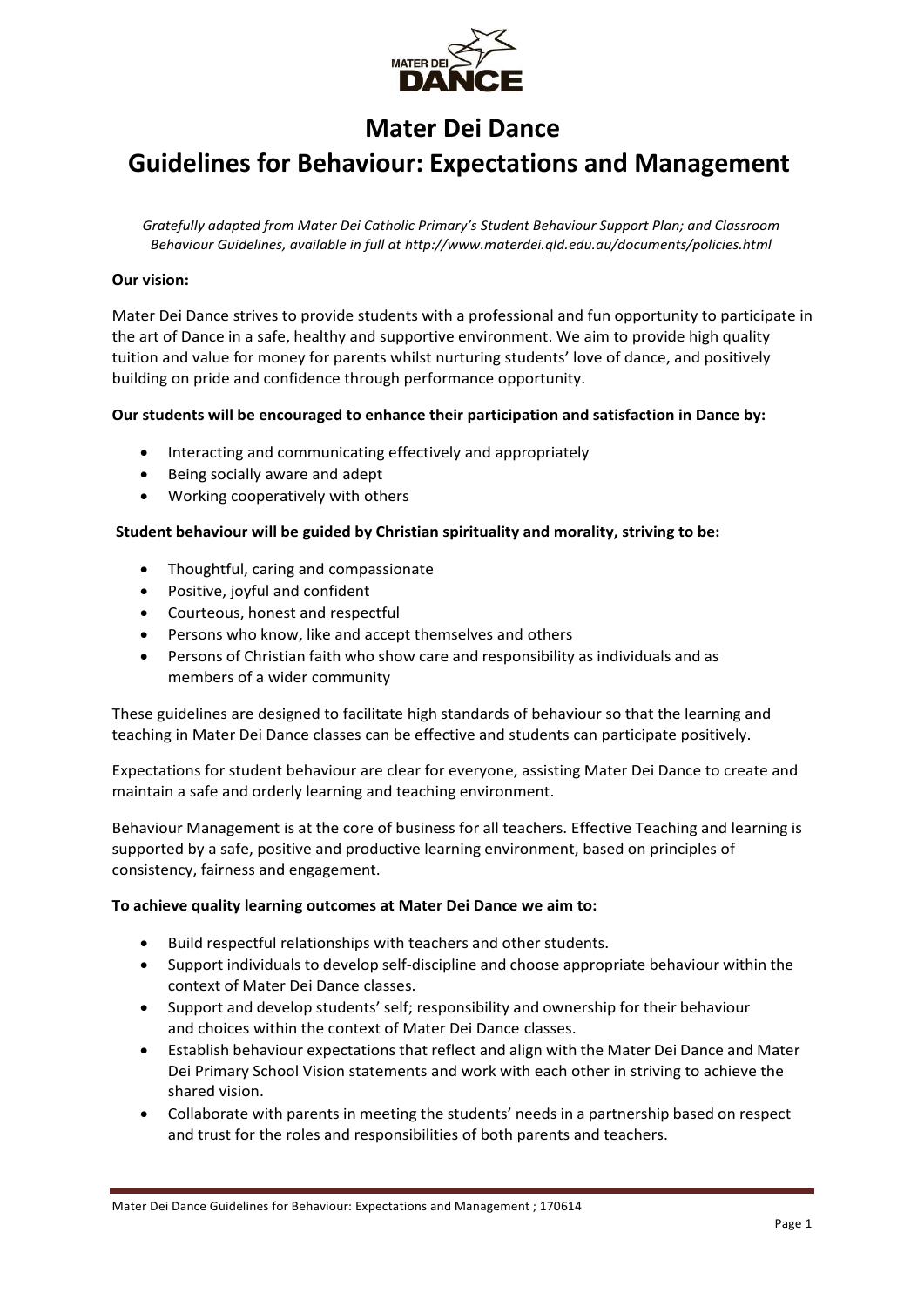# Mater Dei Dance
# Guidelines for Behaviour: Expectations and Management

*Gratefully adapted from Mater Dei Catholic Primary's Student Behaviour Support Plan; and Classroom Behaviour Guidelines, available in full at http://www.materdei.qld.edu.au/documents/policies.html*

**Our vision:**

Mater Dei Dance strives to provide students with a professional and fun opportunity to participate in the art of Dance in a safe, healthy and supportive environment. We aim to provide high quality tuition and value for money for parents whilst nurturing students' love of dance, and positively building on pride and confidence through performance opportunity.

**Our students will be encouraged to enhance their participation and satisfaction in Dance by:**

- Interacting and communicating effectively and appropriately
- Being socially aware and adept
- Working cooperatively with others

**Student behaviour will be guided by Christian spirituality and morality, striving to be:**

- Thoughtful, caring and compassionate
- Positive, joyful and confident
- Courteous, honest and respectful
- Persons who know, like and accept themselves and others
- Persons of Christian faith who show care and responsibility as individuals and as members of a wider community

These guidelines are designed to facilitate high standards of behaviour so that the learning and teaching in Mater Dei Dance classes can be effective and students can participate positively.

Expectations for student behaviour are clear for everyone, assisting Mater Dei Dance to create and maintain a safe and orderly learning and teaching environment.

Behaviour Management is at the core of business for all teachers. Effective Teaching and learning is supported by a safe, positive and productive learning environment, based on principles of consistency, fairness and engagement.

**To achieve quality learning outcomes at Mater Dei Dance we aim to:**

- Build respectful relationships with teachers and other students.
- Support individuals to develop self-discipline and choose appropriate behaviour within the context of Mater Dei Dance classes.
- Support and develop students' self; responsibility and ownership for their behaviour and choices within the context of Mater Dei Dance classes.
- Establish behaviour expectations that reflect and align with the Mater Dei Dance and Mater Dei Primary School Vision statements and work with each other in striving to achieve the shared vision.
- Collaborate with parents in meeting the students' needs in a partnership based on respect and trust for the roles and responsibilities of both parents and teachers.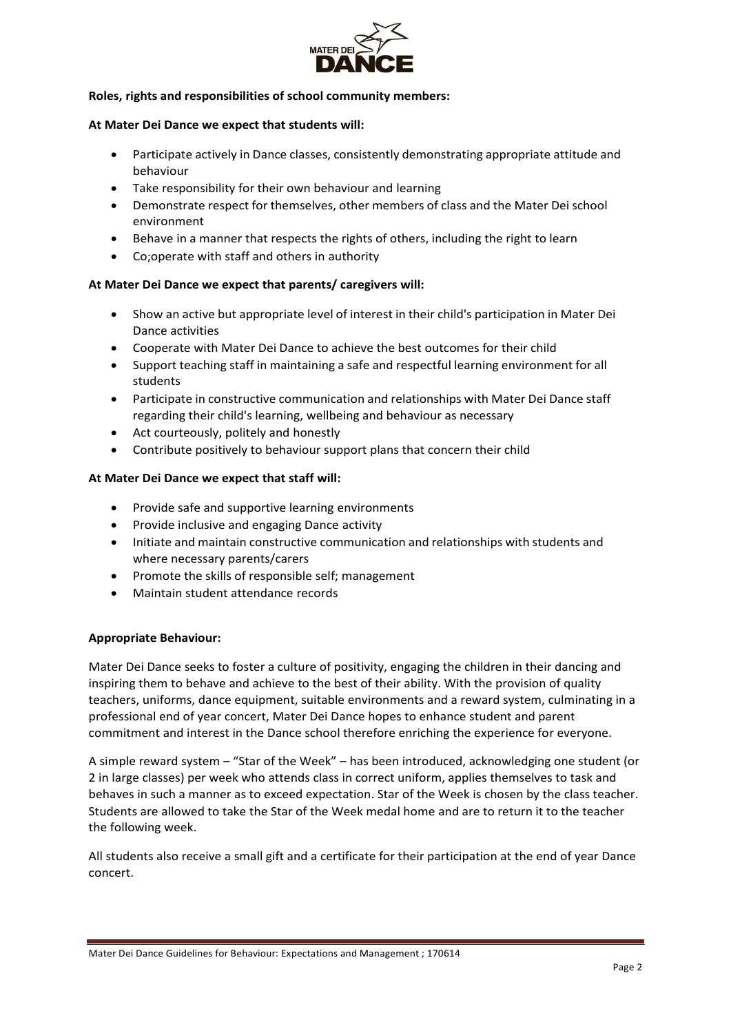**Roles, rights and responsibilities of school community members:**

**At Mater Dei Dance we expect that students will:**

- Participate actively in Dance classes, consistently demonstrating appropriate attitude and behaviour
- Take responsibility for their own behaviour and learning
- Demonstrate respect for themselves, other members of class and the Mater Dei school environment
- Behave in a manner that respects the rights of others, including the right to learn
- Co;operate with staff and others in authority

**At Mater Dei Dance we expect that parents/ caregivers will:**

- Show an active but appropriate level of interest in their child's participation in Mater Dei Dance activities
- Cooperate with Mater Dei Dance to achieve the best outcomes for their child
- Support teaching staff in maintaining a safe and respectful learning environment for all students
- Participate in constructive communication and relationships with Mater Dei Dance staff regarding their child's learning, wellbeing and behaviour as necessary
- Act courteously, politely and honestly
- Contribute positively to behaviour support plans that concern their child

**At Mater Dei Dance we expect that staff will:**

- Provide safe and supportive learning environments
- Provide inclusive and engaging Dance activity
- Initiate and maintain constructive communication and relationships with students and where necessary parents/carers
- Promote the skills of responsible self; management
- Maintain student attendance records

**Appropriate Behaviour:**

Mater Dei Dance seeks to foster a culture of positivity, engaging the children in their dancing and inspiring them to behave and achieve to the best of their ability. With the provision of quality teachers, uniforms, dance equipment, suitable environments and a reward system, culminating in a professional end of year concert, Mater Dei Dance hopes to enhance student and parent commitment and interest in the Dance school therefore enriching the experience for everyone.

A simple reward system – "Star of the Week" – has been introduced, acknowledging one student (or 2 in large classes) per week who attends class in correct uniform, applies themselves to task and behaves in such a manner as to exceed expectation. Star of the Week is chosen by the class teacher. Students are allowed to take the Star of the Week medal home and are to return it to the teacher the following week.

All students also receive a small gift and a certificate for their participation at the end of year Dance concert.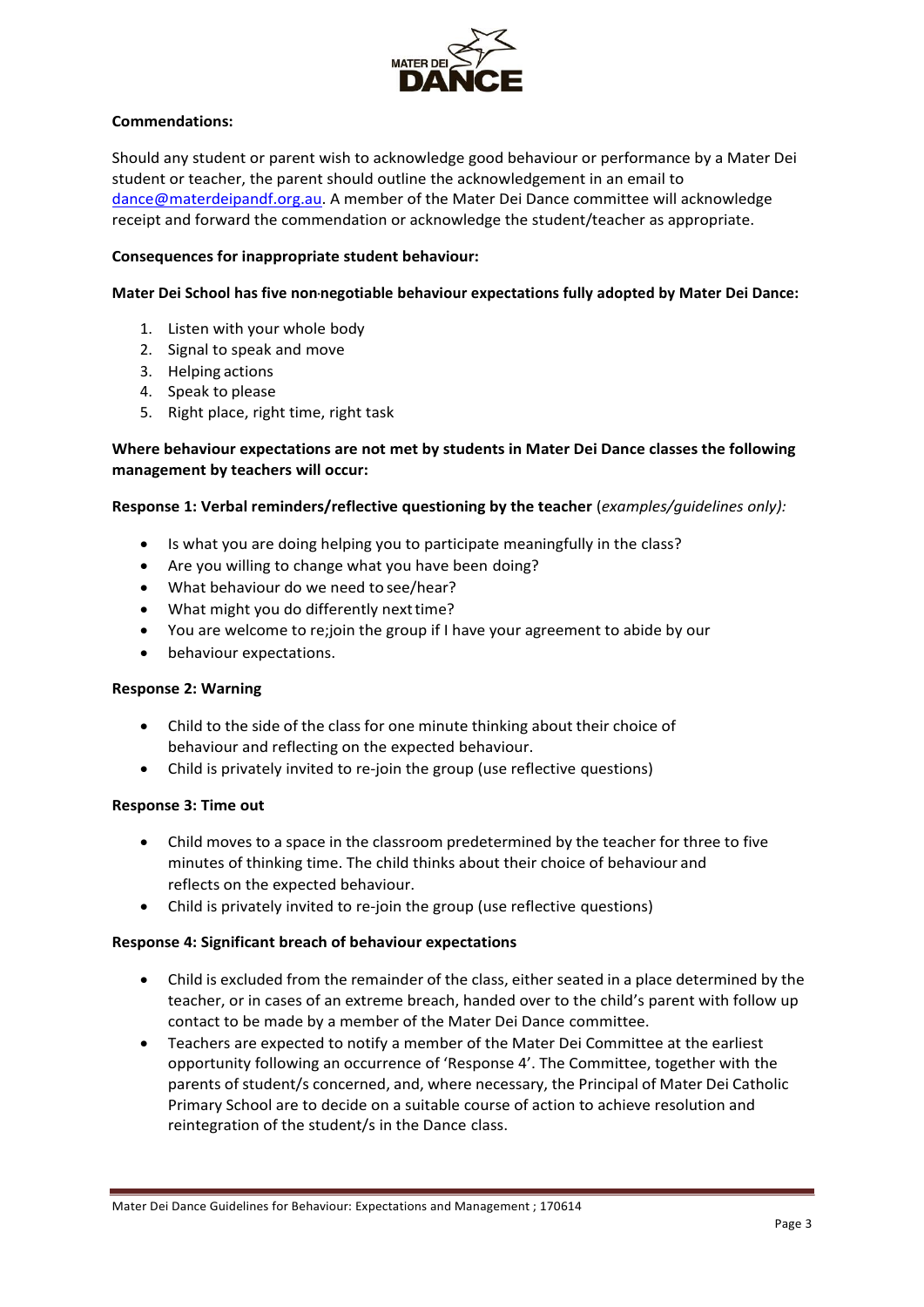**Commendations:**

Should any student or parent wish to acknowledge good behaviour or performance by a Mater Dei student or teacher, the parent should outline the acknowledgement in an email to dance@materdeipandf.org.au. A member of the Mater Dei Dance committee will acknowledge receipt and forward the commendation or acknowledge the student/teacher as appropriate.

**Consequences for inappropriate student behaviour:**

**Mater Dei School has five non-negotiable behaviour expectations fully adopted by Mater Dei Dance:**

1. Listen with your whole body
2. Signal to speak and move
3. Helping actions
4. Speak to please
5. Right place, right time, right task

**Where behaviour expectations are not met by students in Mater Dei Dance classes the following management by teachers will occur:**

**Response 1: Verbal reminders/reflective questioning by the teacher** (*examples/guidelines only):*

- Is what you are doing helping you to participate meaningfully in the class?
- Are you willing to change what you have been doing?
- What behaviour do we need to see/hear?
- What might you do differently next time?
- You are welcome to re;join the group if I have your agreement to abide by our
- behaviour expectations.

**Response 2: Warning**

- Child to the side of the class for one minute thinking about their choice of behaviour and reflecting on the expected behaviour.
- Child is privately invited to re-join the group (use reflective questions)

**Response 3: Time out**

- Child moves to a space in the classroom predetermined by the teacher for three to five minutes of thinking time. The child thinks about their choice of behaviour and reflects on the expected behaviour.
- Child is privately invited to re-join the group (use reflective questions)

**Response 4: Significant breach of behaviour expectations**

- Child is excluded from the remainder of the class, either seated in a place determined by the teacher, or in cases of an extreme breach, handed over to the child's parent with follow up contact to be made by a member of the Mater Dei Dance committee.
- Teachers are expected to notify a member of the Mater Dei Committee at the earliest opportunity following an occurrence of 'Response 4'. The Committee, together with the parents of student/s concerned, and, where necessary, the Principal of Mater Dei Catholic Primary School are to decide on a suitable course of action to achieve resolution and reintegration of the student/s in the Dance class.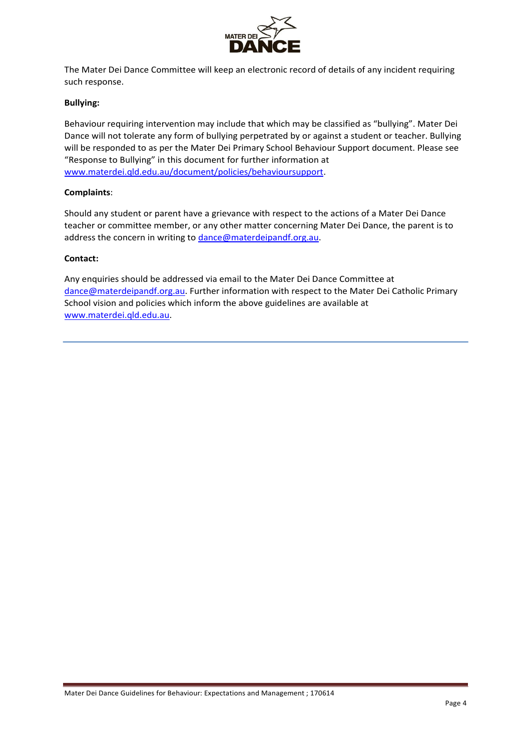The Mater Dei Dance Committee will keep an electronic record of details of any incident requiring such response.

**Bullying:**

Behaviour requiring intervention may include that which may be classified as "bullying". Mater Dei Dance will not tolerate any form of bullying perpetrated by or against a student or teacher. Bullying will be responded to as per the Mater Dei Primary School Behaviour Support document. Please see "Response to Bullying" in this document for further information at www.materdei.qld.edu.au/document/policies/behavioursupport.

**Complaints**:

Should any student or parent have a grievance with respect to the actions of a Mater Dei Dance teacher or committee member, or any other matter concerning Mater Dei Dance, the parent is to address the concern in writing to dance@materdeipandf.org.au.

**Contact:**

Any enquiries should be addressed via email to the Mater Dei Dance Committee at dance@materdeipandf.org.au. Further information with respect to the Mater Dei Catholic Primary School vision and policies which inform the above guidelines are available at www.materdei.qld.edu.au.